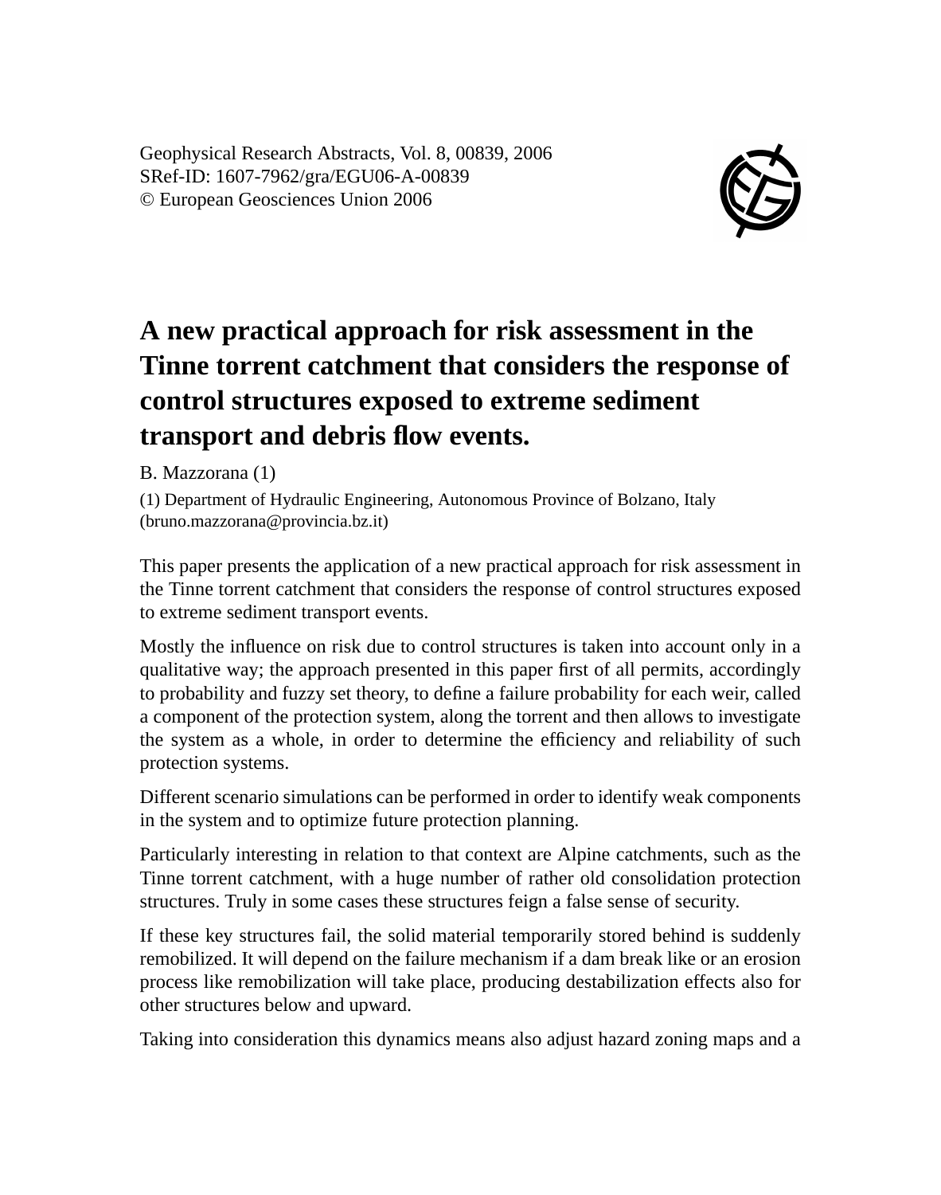Geophysical Research Abstracts, Vol. 8, 00839, 2006
SRef-ID: 1607-7962/gra/EGU06-A-00839
© European Geosciences Union 2006

# A new practical approach for risk assessment in the Tinne torrent catchment that considers the response of control structures exposed to extreme sediment transport and debris flow events.

B. Mazzorana (1)

(1) Department of Hydraulic Engineering, Autonomous Province of Bolzano, Italy (bruno.mazzorana@provincia.bz.it)

This paper presents the application of a new practical approach for risk assessment in the Tinne torrent catchment that considers the response of control structures exposed to extreme sediment transport events.

Mostly the influence on risk due to control structures is taken into account only in a qualitative way; the approach presented in this paper first of all permits, accordingly to probability and fuzzy set theory, to define a failure probability for each weir, called a component of the protection system, along the torrent and then allows to investigate the system as a whole, in order to determine the efficiency and reliability of such protection systems.

Different scenario simulations can be performed in order to identify weak components in the system and to optimize future protection planning.

Particularly interesting in relation to that context are Alpine catchments, such as the Tinne torrent catchment, with a huge number of rather old consolidation protection structures. Truly in some cases these structures feign a false sense of security.

If these key structures fail, the solid material temporarily stored behind is suddenly remobilized. It will depend on the failure mechanism if a dam break like or an erosion process like remobilization will take place, producing destabilization effects also for other structures below and upward.

Taking into consideration this dynamics means also adjust hazard zoning maps and a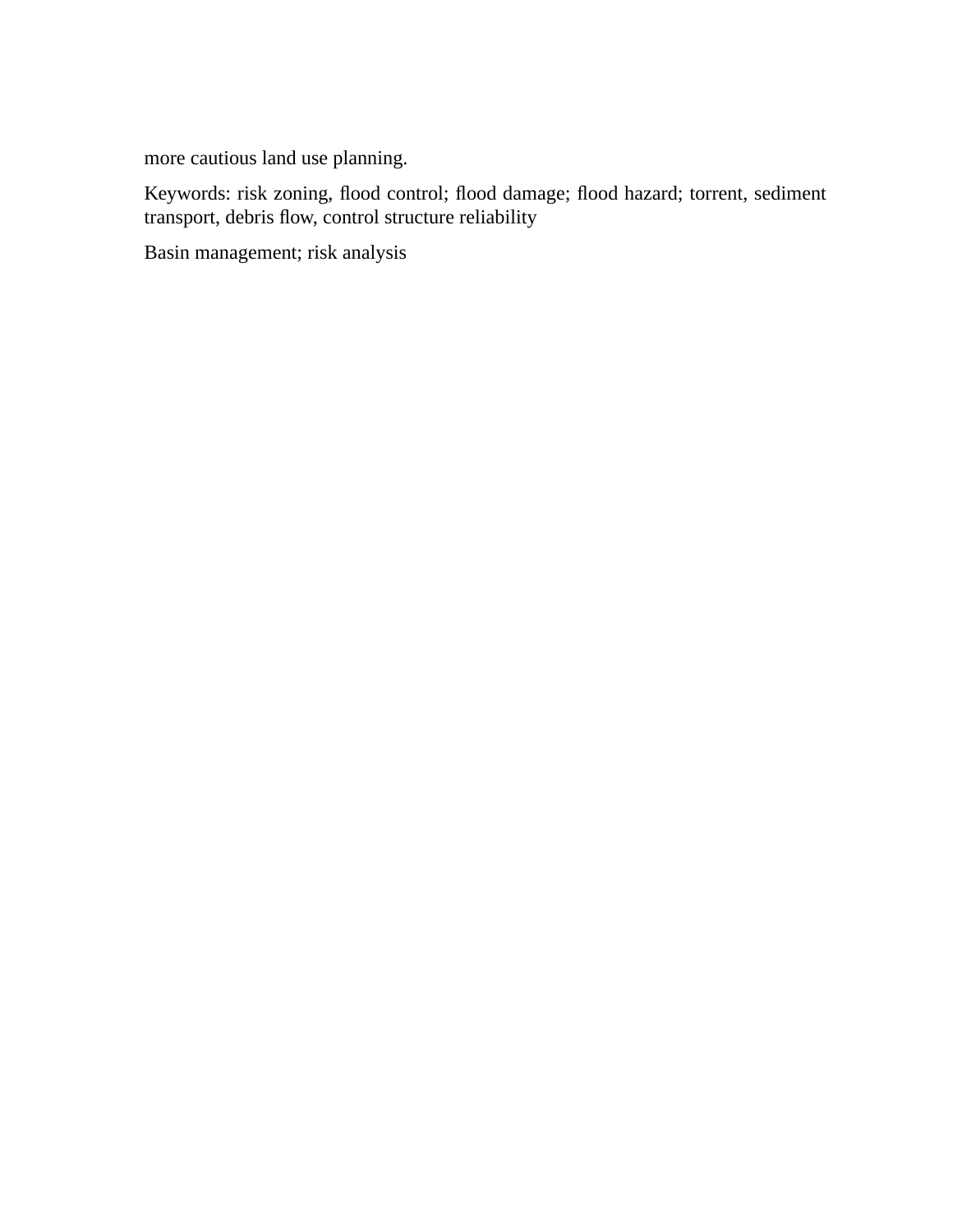more cautious land use planning.

Keywords: risk zoning, flood control; flood damage; flood hazard; torrent, sediment transport, debris flow, control structure reliability

Basin management; risk analysis